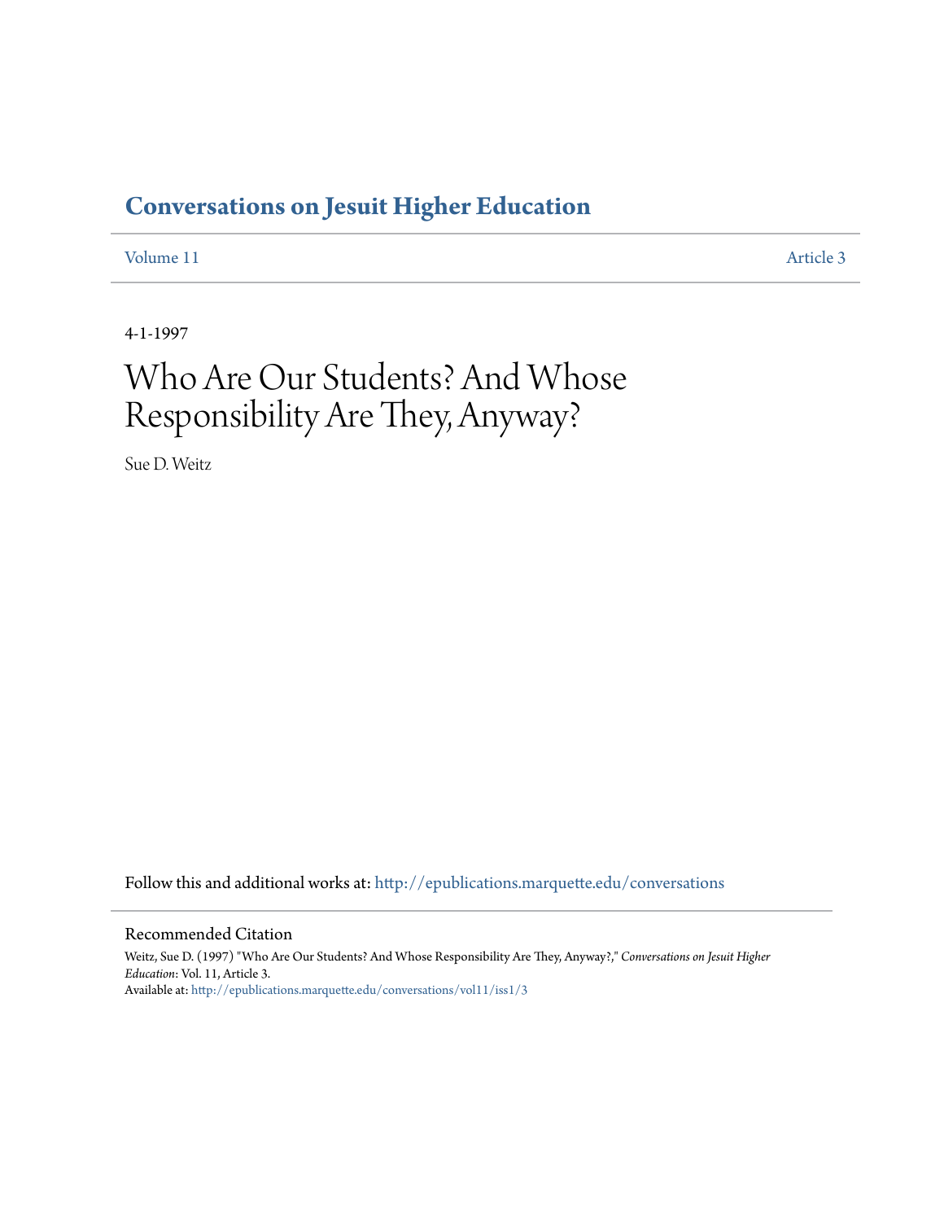# Conversations on Jesuit Higher Education

Volume 11 | Article 3

4-1-1997

# Who Are Our Students? And Whose Responsibility Are They, Anyway?

Sue D. Weitz

Follow this and additional works at: http://epublications.marquette.edu/conversations

## Recommended Citation

Weitz, Sue D. (1997) "Who Are Our Students? And Whose Responsibility Are They, Anyway?," *Conversations on Jesuit Higher Education*: Vol. 11, Article 3.
Available at: http://epublications.marquette.edu/conversations/vol11/iss1/3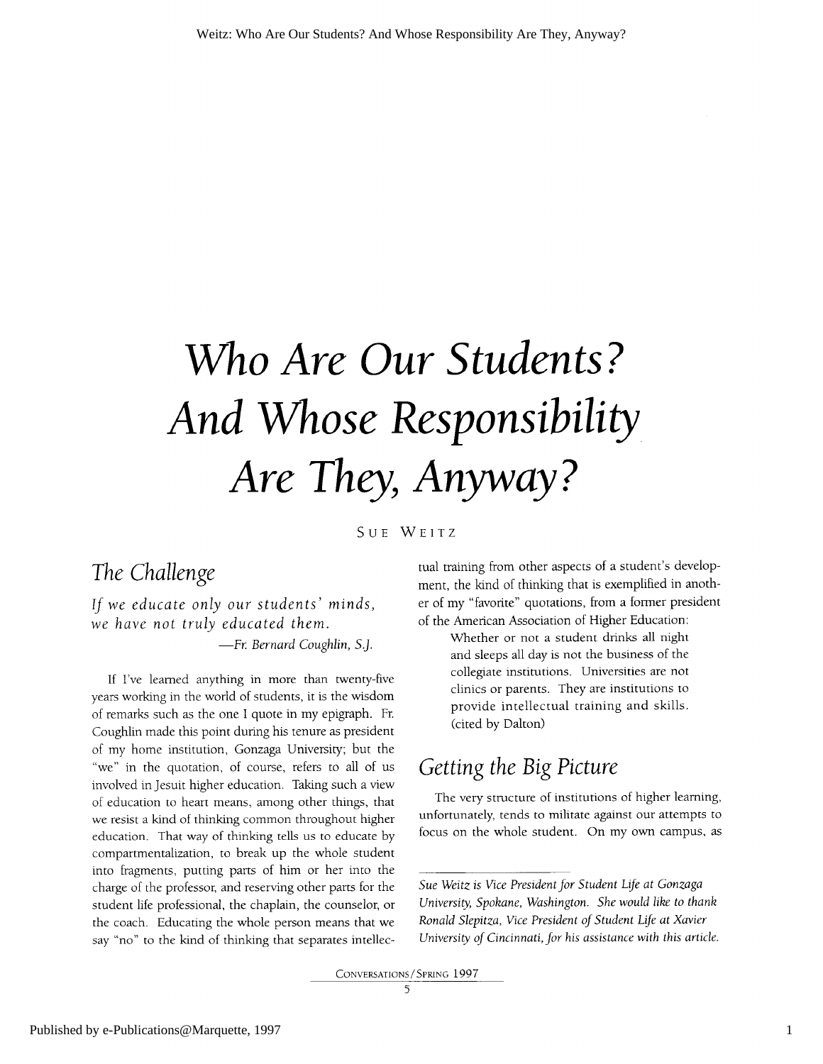# Who Are Our Students? And Whose Responsibility Are They, Anyway?

Sue Weitz

## The Challenge

*If we educate only our students' minds, we have not truly educated them.*

—*Fr. Bernard Coughlin, S.J.*

If I've learned anything in more than twenty-five years working in the world of students, it is the wisdom of remarks such as the one I quote in my epigraph. Fr. Coughlin made this point during his tenure as president of my home institution, Gonzaga University; but the "we" in the quotation, of course, refers to all of us involved in Jesuit higher education. Taking such a view of education to heart means, among other things, that we resist a kind of thinking common throughout higher education. That way of thinking tells us to educate by compartmentalization, to break up the whole student into fragments, putting parts of him or her into the charge of the professor, and reserving other parts for the student life professional, the chaplain, the counselor, or the coach. Educating the whole person means that we say "no" to the kind of thinking that separates intellectual training from other aspects of a student's development, the kind of thinking that is exemplified in another of my "favorite" quotations, from a former president of the American Association of Higher Education:

> Whether or not a student drinks all night and sleeps all day is not the business of the collegiate institutions. Universities are not clinics or parents. They are institutions to provide intellectual training and skills. (cited by Dalton)

## Getting the Big Picture

The very structure of institutions of higher learning, unfortunately, tends to militate against our attempts to focus on the whole student. On my own campus, as

---

*Sue Weitz is Vice President for Student Life at Gonzaga University, Spokane, Washington. She would like to thank Ronald Slepitza, Vice President of Student Life at Xavier University of Cincinnati, for his assistance with this article.*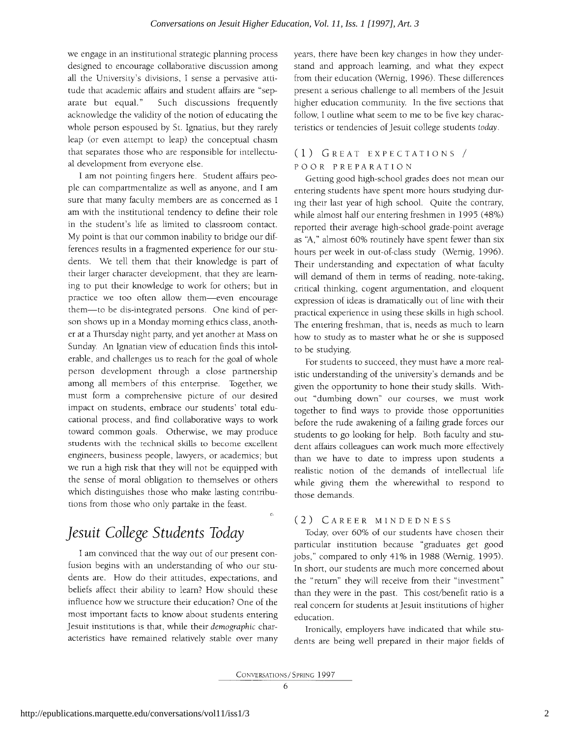we engage in an institutional strategic planning process designed to encourage collaborative discussion among all the University's divisions, I sense a pervasive attitude that academic affairs and student affairs are "separate but equal." Such discussions frequently acknowledge the validity of the notion of educating the whole person espoused by St. Ignatius, but they rarely leap (or even attempt to leap) the conceptual chasm that separates those who are responsible for intellectual development from everyone else.

I am not pointing fingers here. Student affairs people can compartmentalize as well as anyone, and I am sure that many faculty members are as concerned as I am with the institutional tendency to define their role in the student's life as limited to classroom contact. My point is that our common inability to bridge our differences results in a fragmented experience for our students. We tell them that their knowledge is part of their larger character development, that they are learning to put their knowledge to work for others; but in practice we too often allow them—even encourage them—to be dis-integrated persons. One kind of person shows up in a Monday morning ethics class, another at a Thursday night party, and yet another at Mass on Sunday. An Ignatian view of education finds this intolerable, and challenges us to reach for the goal of whole person development through a close partnership among all members of this enterprise. Together, we must form a comprehensive picture of our desired impact on students, embrace our students' total educational process, and find collaborative ways to work toward common goals. Otherwise, we may produce students with the technical skills to become excellent engineers, business people, lawyers, or academics; but we run a high risk that they will not be equipped with the sense of moral obligation to themselves or others which distinguishes those who make lasting contributions from those who only partake in the feast.

# Jesuit College Students Today

I am convinced that the way out of our present confusion begins with an understanding of who our students are. How do their attitudes, expectations, and beliefs affect their ability to learn? How should these influence how we structure their education? One of the most important facts to know about students entering Jesuit institutions is that, while their *demographic* characteristics have remained relatively stable over many years, there have been key changes in how they understand and approach learning, and what they expect from their education (Wernig, 1996). These differences present a serious challenge to all members of the Jesuit higher education community. In the five sections that follow, I outline what seem to me to be five key characteristics or tendencies of Jesuit college students *today*.

## (1) Great Expectations / Poor Preparation

Getting good high-school grades does not mean our entering students have spent more hours studying during their last year of high school. Quite the contrary, while almost half our entering freshmen in 1995 (48%) reported their average high-school grade-point average as "A," almost 60% routinely have spent fewer than six hours per week in out-of-class study (Wernig, 1996). Their understanding and expectation of what faculty will demand of them in terms of reading, note-taking, critical thinking, cogent argumentation, and eloquent expression of ideas is dramatically out of line with their practical experience in using these skills in high school. The entering freshman, that is, needs as much to learn how to study as to master what he or she is supposed to be studying.

For students to succeed, they must have a more realistic understanding of the university's demands and be given the opportunity to hone their study skills. Without "dumbing down" our courses, we must work together to find ways to provide those opportunities before the rude awakening of a failing grade forces our students to go looking for help. Both faculty and student affairs colleagues can work much more effectively than we have to date to impress upon students a realistic notion of the demands of intellectual life while giving them the wherewithal to respond to those demands.

## (2) Career Mindedness

Today, over 60% of our students have chosen their particular institution because "graduates get good jobs," compared to only 41% in 1988 (Wernig, 1995). In short, our students are much more concerned about the "return" they will receive from their "investment" than they were in the past. This cost/benefit ratio is a real concern for students at Jesuit institutions of higher education.

Ironically, employers have indicated that while students are being well prepared in their major fields of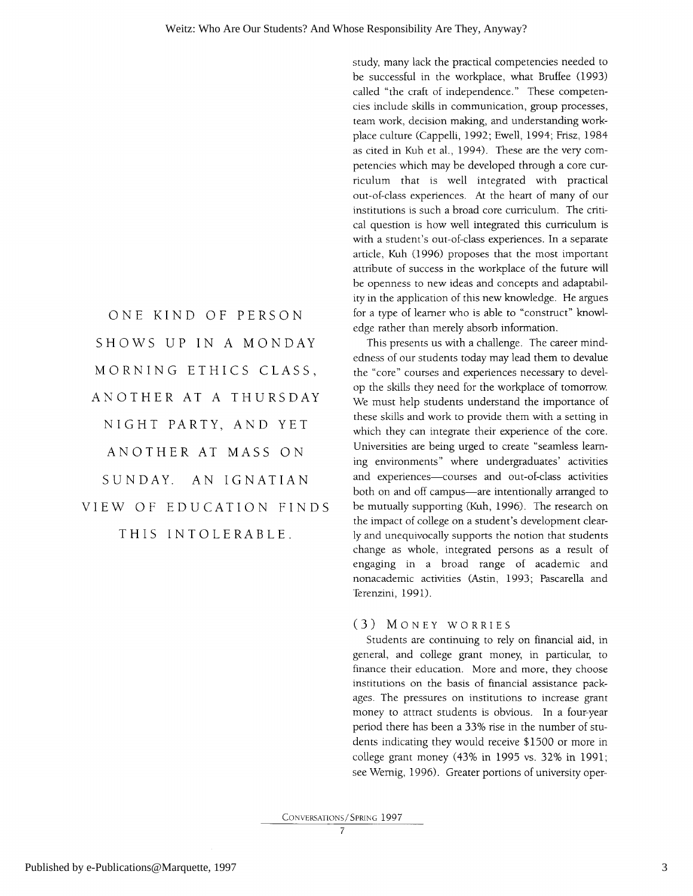study, many lack the practical competencies needed to be successful in the workplace, what Bruffee (1993) called "the craft of independence." These competencies include skills in communication, group processes, team work, decision making, and understanding workplace culture (Cappelli, 1992; Ewell, 1994; Frisz, 1984 as cited in Kuh et al., 1994). These are the very competencies which may be developed through a core curriculum that is well integrated with practical out-of-class experiences. At the heart of many of our institutions is such a broad core curriculum. The critical question is how well integrated this curriculum is with a student's out-of-class experiences. In a separate article, Kuh (1996) proposes that the most important attribute of success in the workplace of the future will be openness to new ideas and concepts and adaptability in the application of this new knowledge. He argues for a type of learner who is able to "construct" knowledge rather than merely absorb information.

ONE KIND OF PERSON SHOWS UP IN A MONDAY MORNING ETHICS CLASS, ANOTHER AT A THURSDAY NIGHT PARTY, AND YET ANOTHER AT MASS ON SUNDAY. AN IGNATIAN VIEW OF EDUCATION FINDS THIS INTOLERABLE.

This presents us with a challenge. The career mindedness of our students today may lead them to devalue the "core" courses and experiences necessary to develop the skills they need for the workplace of tomorrow. We must help students understand the importance of these skills and work to provide them with a setting in which they can integrate their experience of the core. Universities are being urged to create "seamless learning environments" where undergraduates' activities and experiences—courses and out-of-class activities both on and off campus—are intentionally arranged to be mutually supporting (Kuh, 1996). The research on the impact of college on a student's development clearly and unequivocally supports the notion that students change as whole, integrated persons as a result of engaging in a broad range of academic and nonacademic activities (Astin, 1993; Pascarella and Terenzini, 1991).

### (3) Money worries

Students are continuing to rely on financial aid, in general, and college grant money, in particular, to finance their education. More and more, they choose institutions on the basis of financial assistance packages. The pressures on institutions to increase grant money to attract students is obvious. In a four-year period there has been a 33% rise in the number of students indicating they would receive $1500 or more in college grant money (43% in 1995 vs. 32% in 1991; see Wernig, 1996). Greater portions of university oper-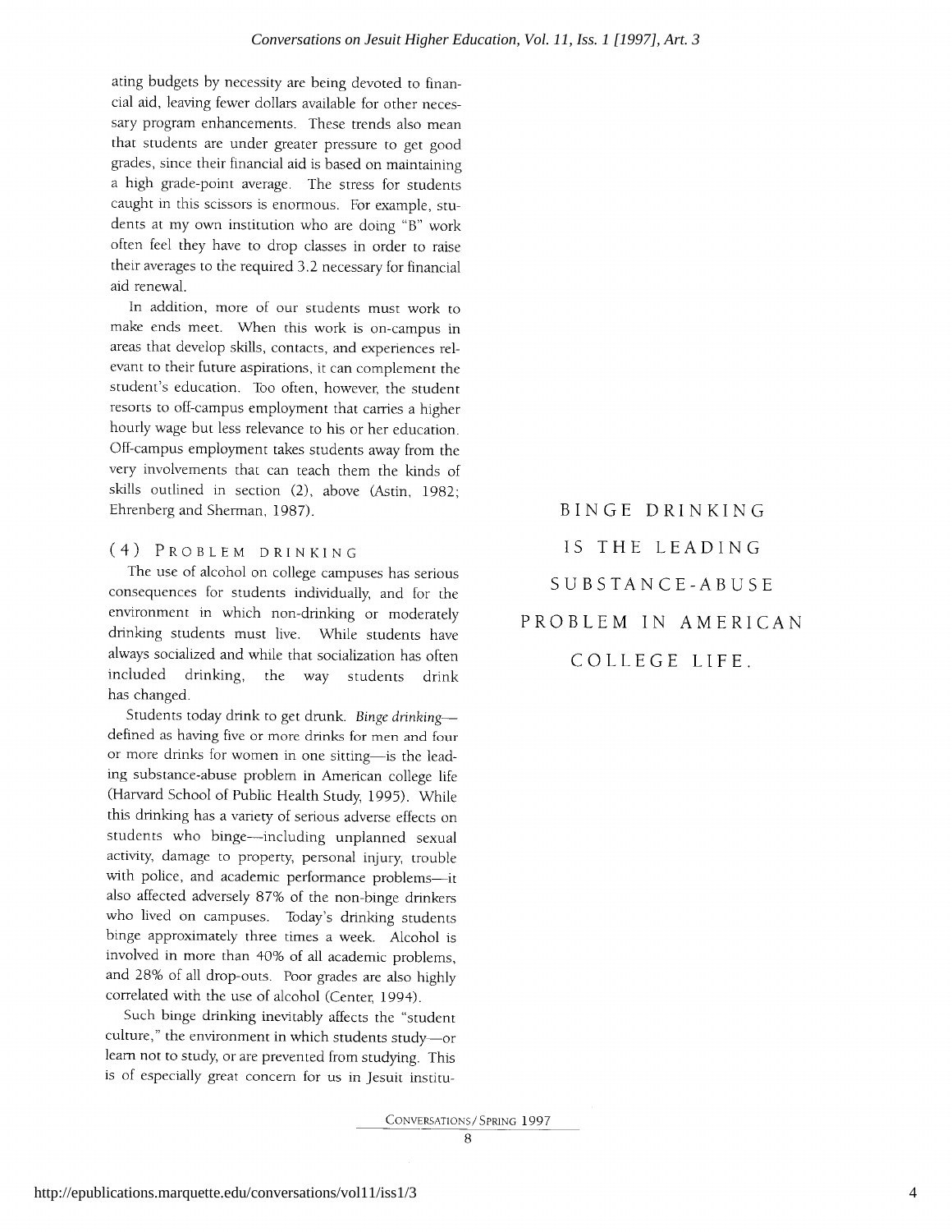ating budgets by necessity are being devoted to financial aid, leaving fewer dollars available for other necessary program enhancements. These trends also mean that students are under greater pressure to get good grades, since their financial aid is based on maintaining a high grade-point average. The stress for students caught in this scissors is enormous. For example, students at my own institution who are doing "B" work often feel they have to drop classes in order to raise their averages to the required 3.2 necessary for financial aid renewal.

In addition, more of our students must work to make ends meet. When this work is on-campus in areas that develop skills, contacts, and experiences relevant to their future aspirations, it can complement the student's education. Too often, however, the student resorts to off-campus employment that carries a higher hourly wage but less relevance to his or her education. Off-campus employment takes students away from the very involvements that can teach them the kinds of skills outlined in section (2), above (Astin, 1982; Ehrenberg and Sherman, 1987).

### (4) Problem drinking

The use of alcohol on college campuses has serious consequences for students individually, and for the environment in which non-drinking or moderately drinking students must live. While students have always socialized and while that socialization has often included drinking, the way students drink has changed.

Students today drink to get drunk. *Binge drinking*—defined as having five or more drinks for men and four or more drinks for women in one sitting—is the leading substance-abuse problem in American college life (Harvard School of Public Health Study, 1995). While this drinking has a variety of serious adverse effects on students who binge—including unplanned sexual activity, damage to property, personal injury, trouble with police, and academic performance problems—it also affected adversely 87% of the non-binge drinkers who lived on campuses. Today's drinking students binge approximately three times a week. Alcohol is involved in more than 40% of all academic problems, and 28% of all drop-outs. Poor grades are also highly correlated with the use of alcohol (Center, 1994).

Such binge drinking inevitably affects the "student culture," the environment in which students study—or learn not to study, or are prevented from studying. This is of especially great concern for us in Jesuit institu-

BINGE DRINKING IS THE LEADING SUBSTANCE-ABUSE PROBLEM IN AMERICAN COLLEGE LIFE.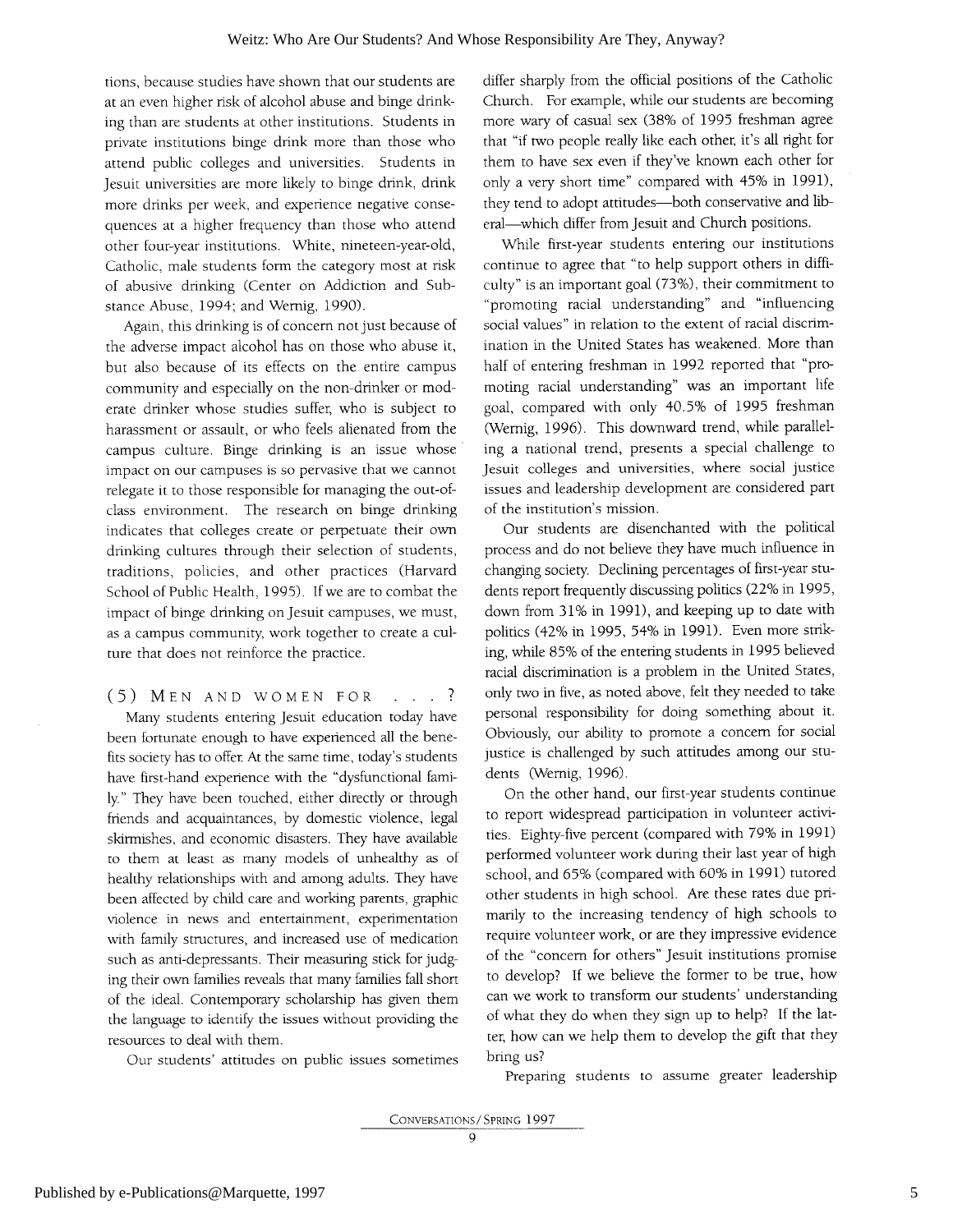tions, because studies have shown that our students are at an even higher risk of alcohol abuse and binge drinking than are students at other institutions. Students in private institutions binge drink more than those who attend public colleges and universities. Students in Jesuit universities are more likely to binge drink, drink more drinks per week, and experience negative consequences at a higher frequency than those who attend other four-year institutions. White, nineteen-year-old, Catholic, male students form the category most at risk of abusive drinking (Center on Addiction and Substance Abuse, 1994; and Wernig, 1990).

Again, this drinking is of concern not just because of the adverse impact alcohol has on those who abuse it, but also because of its effects on the entire campus community and especially on the non-drinker or moderate drinker whose studies suffer, who is subject to harassment or assault, or who feels alienated from the campus culture. Binge drinking is an issue whose impact on our campuses is so pervasive that we cannot relegate it to those responsible for managing the out-of-class environment. The research on binge drinking indicates that colleges create or perpetuate their own drinking cultures through their selection of students, traditions, policies, and other practices (Harvard School of Public Health, 1995). If we are to combat the impact of binge drinking on Jesuit campuses, we must, as a campus community, work together to create a culture that does not reinforce the practice.

## (5) Men and Women for . . . ?

Many students entering Jesuit education today have been fortunate enough to have experienced all the benefits society has to offer. At the same time, today's students have first-hand experience with the "dysfunctional family." They have been touched, either directly or through friends and acquaintances, by domestic violence, legal skirmishes, and economic disasters. They have available to them at least as many models of unhealthy as of healthy relationships with and among adults. They have been affected by child care and working parents, graphic violence in news and entertainment, experimentation with family structures, and increased use of medication such as anti-depressants. Their measuring stick for judging their own families reveals that many families fall short of the ideal. Contemporary scholarship has given them the language to identify the issues without providing the resources to deal with them.

Our students' attitudes on public issues sometimes differ sharply from the official positions of the Catholic Church. For example, while our students are becoming more wary of casual sex (38% of 1995 freshman agree that "if two people really like each other, it's all right for them to have sex even if they've known each other for only a very short time" compared with 45% in 1991), they tend to adopt attitudes—both conservative and liberal—which differ from Jesuit and Church positions.

While first-year students entering our institutions continue to agree that "to help support others in difficulty" is an important goal (73%), their commitment to "promoting racial understanding" and "influencing social values" in relation to the extent of racial discrimination in the United States has weakened. More than half of entering freshman in 1992 reported that "promoting racial understanding" was an important life goal, compared with only 40.5% of 1995 freshman (Wernig, 1996). This downward trend, while paralleling a national trend, presents a special challenge to Jesuit colleges and universities, where social justice issues and leadership development are considered part of the institution's mission.

Our students are disenchanted with the political process and do not believe they have much influence in changing society. Declining percentages of first-year students report frequently discussing politics (22% in 1995, down from 31% in 1991), and keeping up to date with politics (42% in 1995, 54% in 1991). Even more striking, while 85% of the entering students in 1995 believed racial discrimination is a problem in the United States, only two in five, as noted above, felt they needed to take personal responsibility for doing something about it. Obviously, our ability to promote a concern for social justice is challenged by such attitudes among our students (Wernig, 1996).

On the other hand, our first-year students continue to report widespread participation in volunteer activities. Eighty-five percent (compared with 79% in 1991) performed volunteer work during their last year of high school, and 65% (compared with 60% in 1991) tutored other students in high school. Are these rates due primarily to the increasing tendency of high schools to require volunteer work, or are they impressive evidence of the "concern for others" Jesuit institutions promise to develop? If we believe the former to be true, how can we work to transform our students' understanding of what they do when they sign up to help? If the latter, how can we help them to develop the gift that they bring us?

Preparing students to assume greater leadership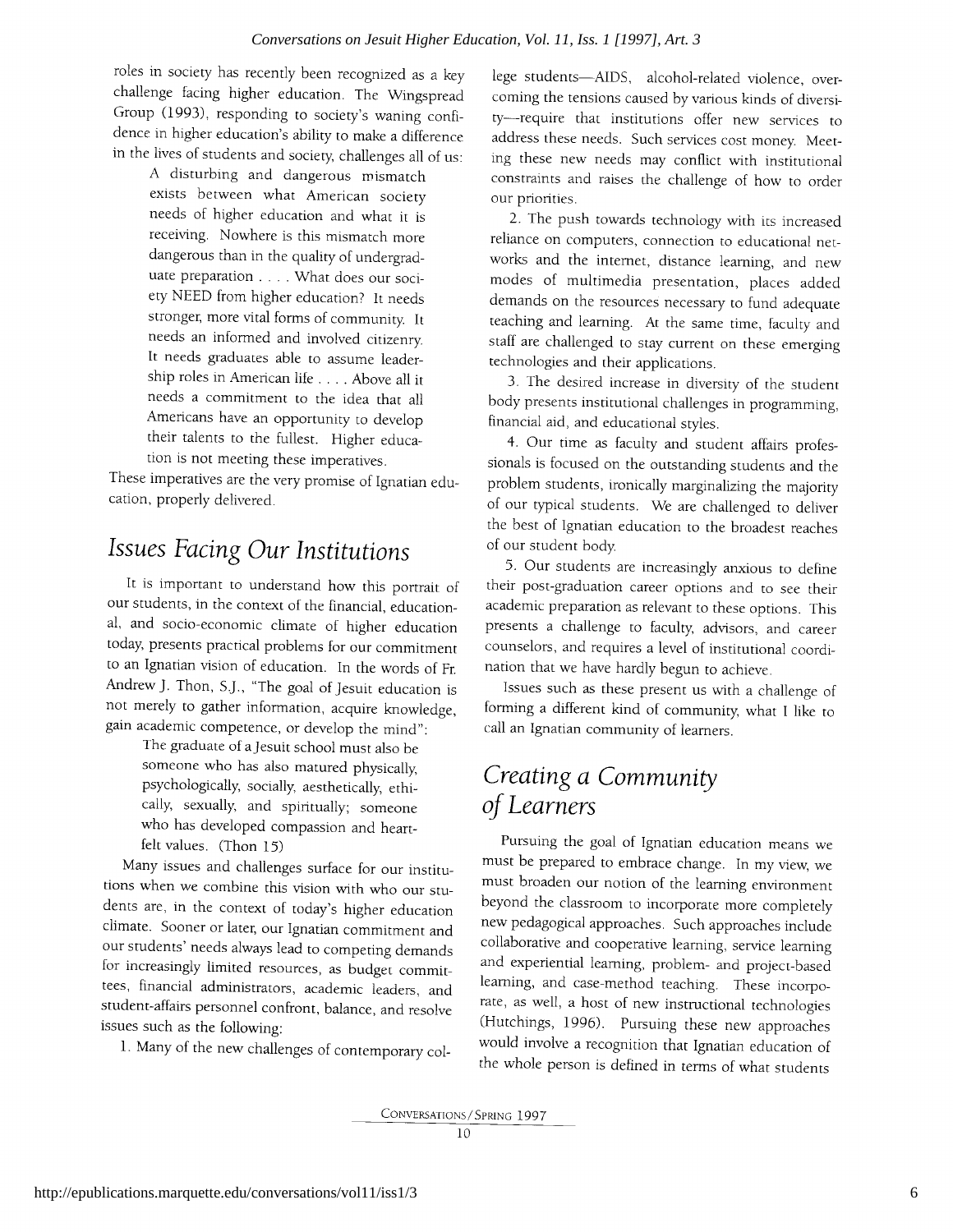roles in society has recently been recognized as a key challenge facing higher education. The Wingspread Group (1993), responding to society's waning confidence in higher education's ability to make a difference in the lives of students and society, challenges all of us:

> A disturbing and dangerous mismatch exists between what American society needs of higher education and what it is receiving. Nowhere is this mismatch more dangerous than in the quality of undergraduate preparation . . . . What does our society NEED from higher education? It needs stronger, more vital forms of community. It needs an informed and involved citizenry. It needs graduates able to assume leadership roles in American life . . . . Above all it needs a commitment to the idea that all Americans have an opportunity to develop their talents to the fullest. Higher education is not meeting these imperatives.

These imperatives are the very promise of Ignatian education, properly delivered.

## *Issues Facing Our Institutions*

It is important to understand how this portrait of our students, in the context of the financial, educational, and socio-economic climate of higher education today, presents practical problems for our commitment to an Ignatian vision of education. In the words of Fr. Andrew J. Thon, S.J., "The goal of Jesuit education is not merely to gather information, acquire knowledge, gain academic competence, or develop the mind":

> The graduate of a Jesuit school must also be someone who has also matured physically, psychologically, socially, aesthetically, ethically, sexually, and spiritually; someone who has developed compassion and heartfelt values. (Thon 15)

Many issues and challenges surface for our institutions when we combine this vision with who our students are, in the context of today's higher education climate. Sooner or later, our Ignatian commitment and our students' needs always lead to competing demands for increasingly limited resources, as budget committees, financial administrators, academic leaders, and student-affairs personnel confront, balance, and resolve issues such as the following:

1. Many of the new challenges of contemporary college students—AIDS, alcohol-related violence, overcoming the tensions caused by various kinds of diversity—require that institutions offer new services to address these needs. Such services cost money. Meeting these new needs may conflict with institutional constraints and raises the challenge of how to order our priorities.

2. The push towards technology with its increased reliance on computers, connection to educational networks and the internet, distance learning, and new modes of multimedia presentation, places added demands on the resources necessary to fund adequate teaching and learning. At the same time, faculty and staff are challenged to stay current on these emerging technologies and their applications.

3. The desired increase in diversity of the student body presents institutional challenges in programming, financial aid, and educational styles.

4. Our time as faculty and student affairs professionals is focused on the outstanding students and the problem students, ironically marginalizing the majority of our typical students. We are challenged to deliver the best of Ignatian education to the broadest reaches of our student body.

5. Our students are increasingly anxious to define their post-graduation career options and to see their academic preparation as relevant to these options. This presents a challenge to faculty, advisors, and career counselors, and requires a level of institutional coordination that we have hardly begun to achieve.

Issues such as these present us with a challenge of forming a different kind of community, what I like to call an Ignatian community of learners.

## *Creating a Community of Learners*

Pursuing the goal of Ignatian education means we must be prepared to embrace change. In my view, we must broaden our notion of the learning environment beyond the classroom to incorporate more completely new pedagogical approaches. Such approaches include collaborative and cooperative learning, service learning and experiential learning, problem- and project-based learning, and case-method teaching. These incorporate, as well, a host of new instructional technologies (Hutchings, 1996). Pursuing these new approaches would involve a recognition that Ignatian education of the whole person is defined in terms of what students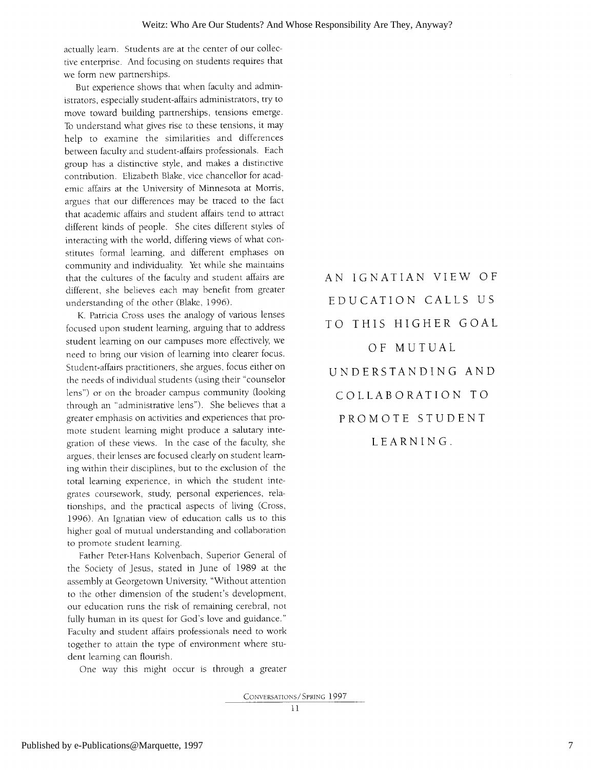actually learn. Students are at the center of our collective enterprise. And focusing on students requires that we form new partnerships.

But experience shows that when faculty and administrators, especially student-affairs administrators, try to move toward building partnerships, tensions emerge. To understand what gives rise to these tensions, it may help to examine the similarities and differences between faculty and student-affairs professionals. Each group has a distinctive style, and makes a distinctive contribution. Elizabeth Blake, vice chancellor for academic affairs at the University of Minnesota at Morris, argues that our differences may be traced to the fact that academic affairs and student affairs tend to attract different kinds of people. She cites different styles of interacting with the world, differing views of what constitutes formal learning, and different emphases on community and individuality. Yet while she maintains that the cultures of the faculty and student affairs are different, she believes each may benefit from greater understanding of the other (Blake, 1996).

K. Patricia Cross uses the analogy of various lenses focused upon student learning, arguing that to address student learning on our campuses more effectively, we need to bring our vision of learning into clearer focus. Student-affairs practitioners, she argues, focus either on the needs of individual students (using their "counselor lens") or on the broader campus community (looking through an "administrative lens"). She believes that a greater emphasis on activities and experiences that promote student learning might produce a salutary integration of these views. In the case of the faculty, she argues, their lenses are focused clearly on student learning within their disciplines, but to the exclusion of the total learning experience, in which the student integrates coursework, study, personal experiences, relationships, and the practical aspects of living (Cross, 1996). An Ignatian view of education calls us to this higher goal of mutual understanding and collaboration to promote student learning.

> AN IGNATIAN VIEW OF EDUCATION CALLS US TO THIS HIGHER GOAL OF MUTUAL UNDERSTANDING AND COLLABORATION TO PROMOTE STUDENT LEARNING.

Father Peter-Hans Kolvenbach, Superior General of the Society of Jesus, stated in June of 1989 at the assembly at Georgetown University, "Without attention to the other dimension of the student's development, our education runs the risk of remaining cerebral, not fully human in its quest for God's love and guidance." Faculty and student affairs professionals need to work together to attain the type of environment where student learning can flourish.

One way this might occur is through a greater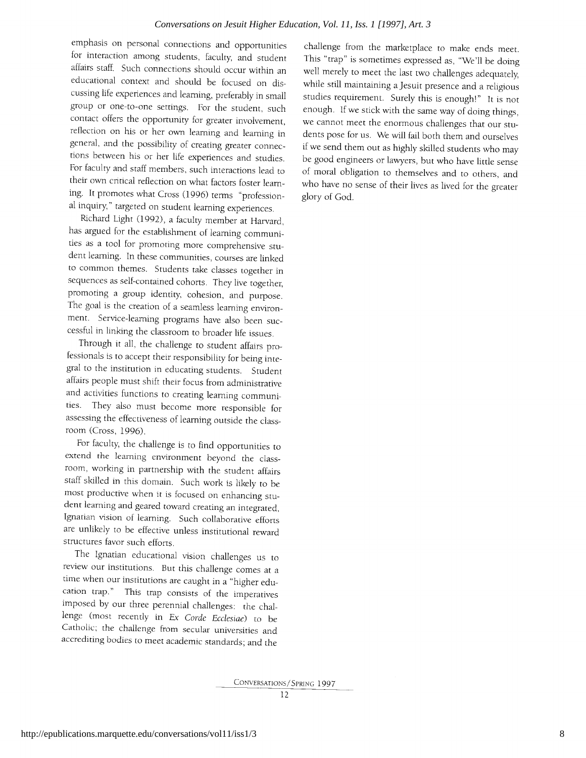emphasis on personal connections and opportunities for interaction among students, faculty, and student affairs staff. Such connections should occur within an educational context and should be focused on discussing life experiences and learning, preferably in small group or one-to-one settings. For the student, such contact offers the opportunity for greater involvement, reflection on his or her own learning and learning in general, and the possibility of creating greater connections between his or her life experiences and studies. For faculty and staff members, such interactions lead to their own critical reflection on what factors foster learning. It promotes what Cross (1996) terms "professional inquiry," targeted on student learning experiences.

Richard Light (1992), a faculty member at Harvard, has argued for the establishment of learning communities as a tool for promoting more comprehensive student learning. In these communities, courses are linked to common themes. Students take classes together in sequences as self-contained cohorts. They live together, promoting a group identity, cohesion, and purpose. The goal is the creation of a seamless learning environment. Service-learning programs have also been successful in linking the classroom to broader life issues.

Through it all, the challenge to student affairs professionals is to accept their responsibility for being integral to the institution in educating students. Student affairs people must shift their focus from administrative and activities functions to creating learning communities. They also must become more responsible for assessing the effectiveness of learning outside the classroom (Cross, 1996).

For faculty, the challenge is to find opportunities to extend the learning environment beyond the classroom, working in partnership with the student affairs staff skilled in this domain. Such work is likely to be most productive when it is focused on enhancing student learning and geared toward creating an integrated, Ignatian vision of learning. Such collaborative efforts are unlikely to be effective unless institutional reward structures favor such efforts.

The Ignatian educational vision challenges us to review our institutions. But this challenge comes at a time when our institutions are caught in a "higher education trap." This trap consists of the imperatives imposed by our three perennial challenges: the challenge (most recently in *Ex Corde Ecclesiae*) to be Catholic; the challenge from secular universities and accrediting bodies to meet academic standards; and the challenge from the marketplace to make ends meet. This "trap" is sometimes expressed as, "We'll be doing well merely to meet the last two challenges adequately, while still maintaining a Jesuit presence and a religious studies requirement. Surely this is enough!" It is not enough. If we stick with the same way of doing things, we cannot meet the enormous challenges that our students pose for us. We will fail both them and ourselves if we send them out as highly skilled students who may be good engineers or lawyers, but who have little sense of moral obligation to themselves and to others, and who have no sense of their lives as lived for the greater glory of God.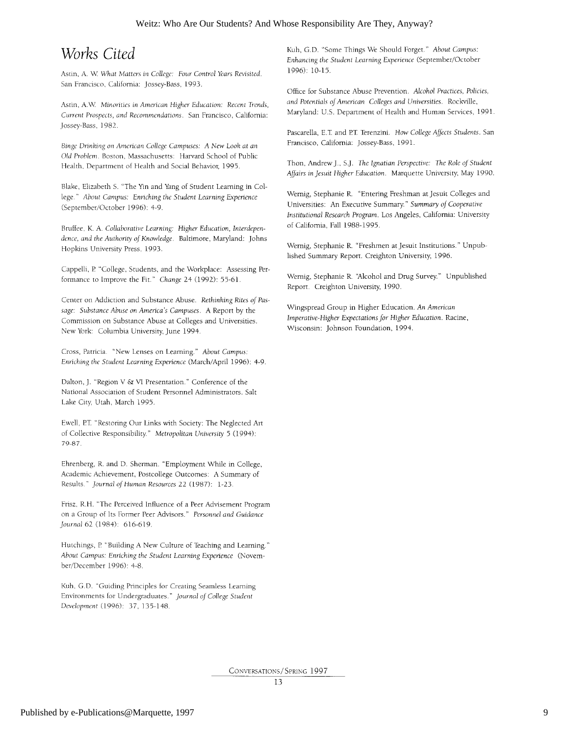# *Works Cited*

Astin, A. W. *What Matters in College: Four Control Years Revisited*. San Francisco, California: Jossey-Bass, 1993.

Astin, A.W. *Minorities in American Higher Education: Recent Trends, Current Prospects, and Recommendations*. San Francisco, California: Jossey-Bass, 1982.

*Binge Drinking on American College Campuses: A New Look at an Old Problem*. Boston, Massachusetts: Harvard School of Public Health, Department of Health and Social Behavior, 1995.

Blake, Elizabeth S. "The Yin and Yang of Student Learning in College." *About Campus: Enriching the Student Learning Experience* (September/October 1996): 4-9.

Bruffee, K. A. *Collaborative Learning: Higher Education, Interdependence, and the Authority of Knowledge*. Baltimore, Maryland: Johns Hopkins University Press, 1993.

Cappelli, P. "College, Students, and the Workplace: Assessing Performance to Improve the Fit." *Change* 24 (1992): 55-61.

Center on Addiction and Substance Abuse. *Rethinking Rites of Passage: Substance Abuse on America's Campuses*. A Report by the Commission on Substance Abuse at Colleges and Universities. New York: Columbia University, June 1994.

Cross, Patricia. "New Lenses on Learning." *About Campus: Enriching the Student Learning Experience* (March/April 1996): 4-9.

Dalton, J. "Region V & VI Presentation." Conference of the National Association of Student Personnel Administrators. Salt Lake City, Utah, March 1995.

Ewell, P.T. "Restoring Our Links with Society: The Neglected Art of Collective Responsibility." *Metropolitan University* 5 (1994): 79-87.

Ehrenberg, R. and D. Sherman. "Employment While in College, Academic Achievement, Postcollege Outcomes: A Summary of Results." *Journal of Human Resources* 22 (1987): 1-23.

Frisz, R.H. "The Perceived Influence of a Peer Advisement Program on a Group of Its Former Peer Advisors." *Personnel and Guidance Journal* 62 (1984): 616-619.

Hutchings, P. "Building A New Culture of Teaching and Learning." *About Campus: Enriching the Student Learning Experience* (November/December 1996): 4-8.

Kuh, G.D. "Guiding Principles for Creating Seamless Learning Environments for Undergraduates." *Journal of College Student Development* (1996): 37, 135-148.

Kuh, G.D. "Some Things We Should Forget." *About Campus: Enhancing the Student Learning Experience* (September/October 1996): 10-15.

Office for Substance Abuse Prevention. *Alcohol Practices, Policies, and Potentials of American Colleges and Universities*. Rockville, Maryland: U.S. Department of Health and Human Services, 1991.

Pascarella, E.T. and P.T. Terenzini. *How College Affects Students*. San Francisco, California: Jossey-Bass, 1991.

Thon, Andrew J., S.J. *The Ignatian Perspective: The Role of Student Affairs in Jesuit Higher Education*. Marquette University, May 1990.

Wernig, Stephanie R. "Entering Freshman at Jesuit Colleges and Universities: An Executive Summary." *Summary of Cooperative Institutional Research Program*. Los Angeles, California: University of California, Fall 1988-1995.

Wernig, Stephanie R. "Freshmen at Jesuit Institutions." Unpublished Summary Report. Creighton University, 1996.

Wernig, Stephanie R. "Alcohol and Drug Survey." Unpublished Report. Creighton University, 1990.

Wingspread Group in Higher Education. *An American Imperative-Higher Expectations for Higher Education*. Racine, Wisconsin: Johnson Foundation, 1994.